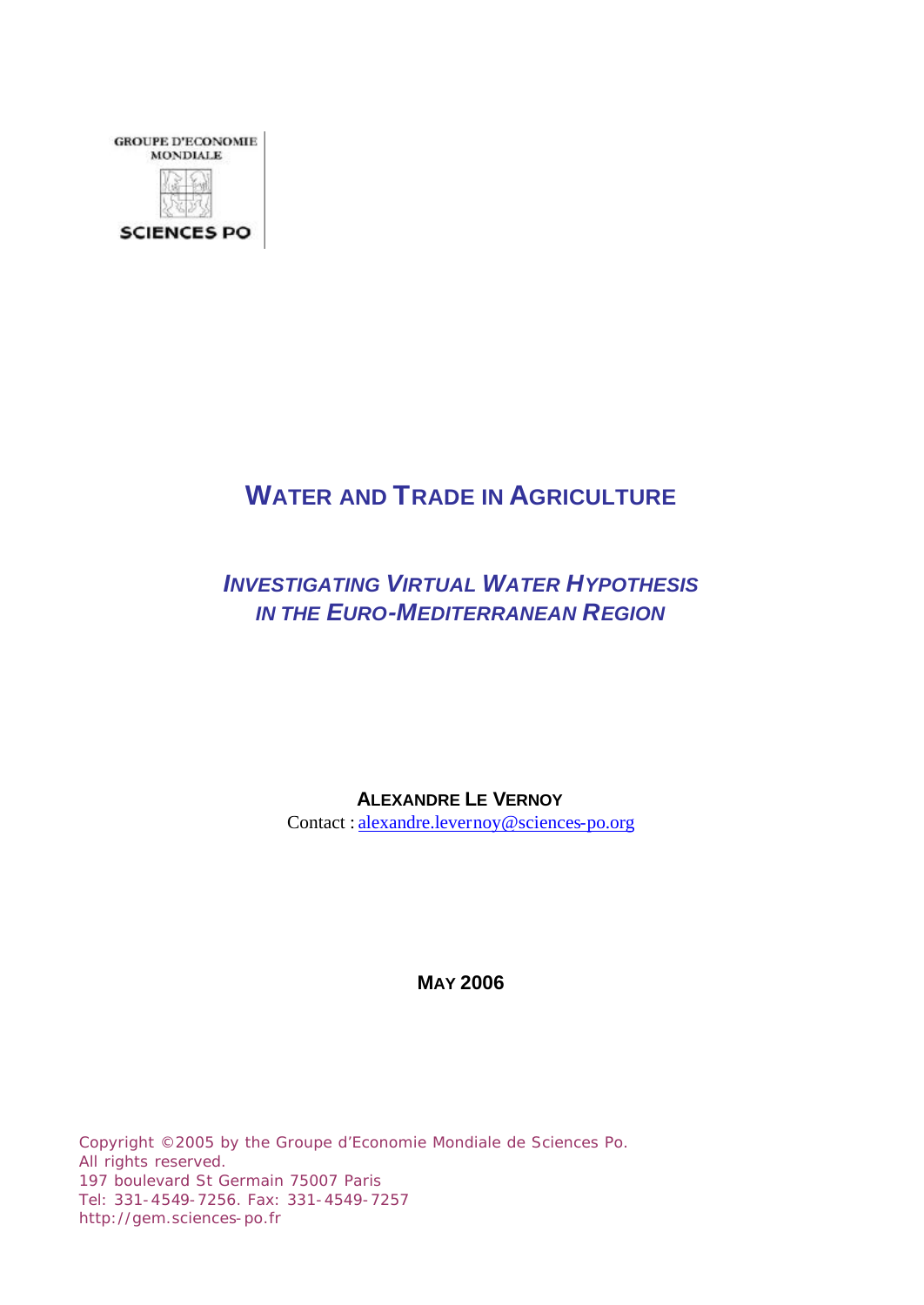GROUPE D'ECONOMIE MONDIALE

SCIENCES PO

# WATER AND TRADE IN AGRICULTURE

## *INVESTIGATING VIRTUAL WATER HYPOTHESIS IN THE EURO-MEDITERRANEAN REGION*

**ALEXANDRE LE VERNOY**

Contact : alexandre.levernoy@sciences-po.org

**MAY 2006**

Copyright ©2005 by the Groupe d'Economie Mondiale de Sciences Po.
All rights reserved.
197 boulevard St Germain 75007 Paris
Tel: 331-4549-7256. Fax: 331-4549-7257
http://gem.sciences-po.fr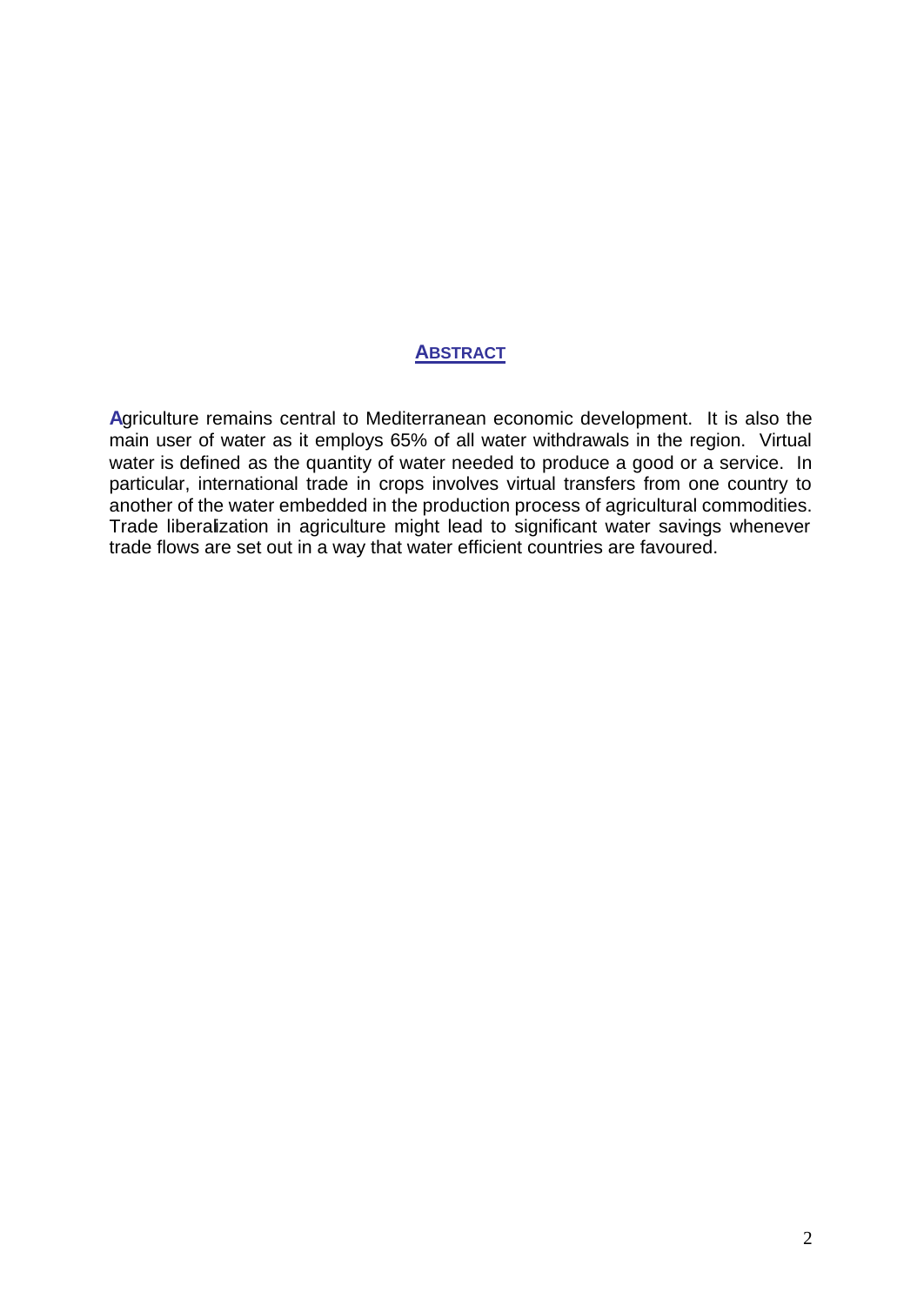## ABSTRACT

Agriculture remains central to Mediterranean economic development. It is also the main user of water as it employs 65% of all water withdrawals in the region. Virtual water is defined as the quantity of water needed to produce a good or a service. In particular, international trade in crops involves virtual transfers from one country to another of the water embedded in the production process of agricultural commodities. Trade liberalization in agriculture might lead to significant water savings whenever trade flows are set out in a way that water efficient countries are favoured.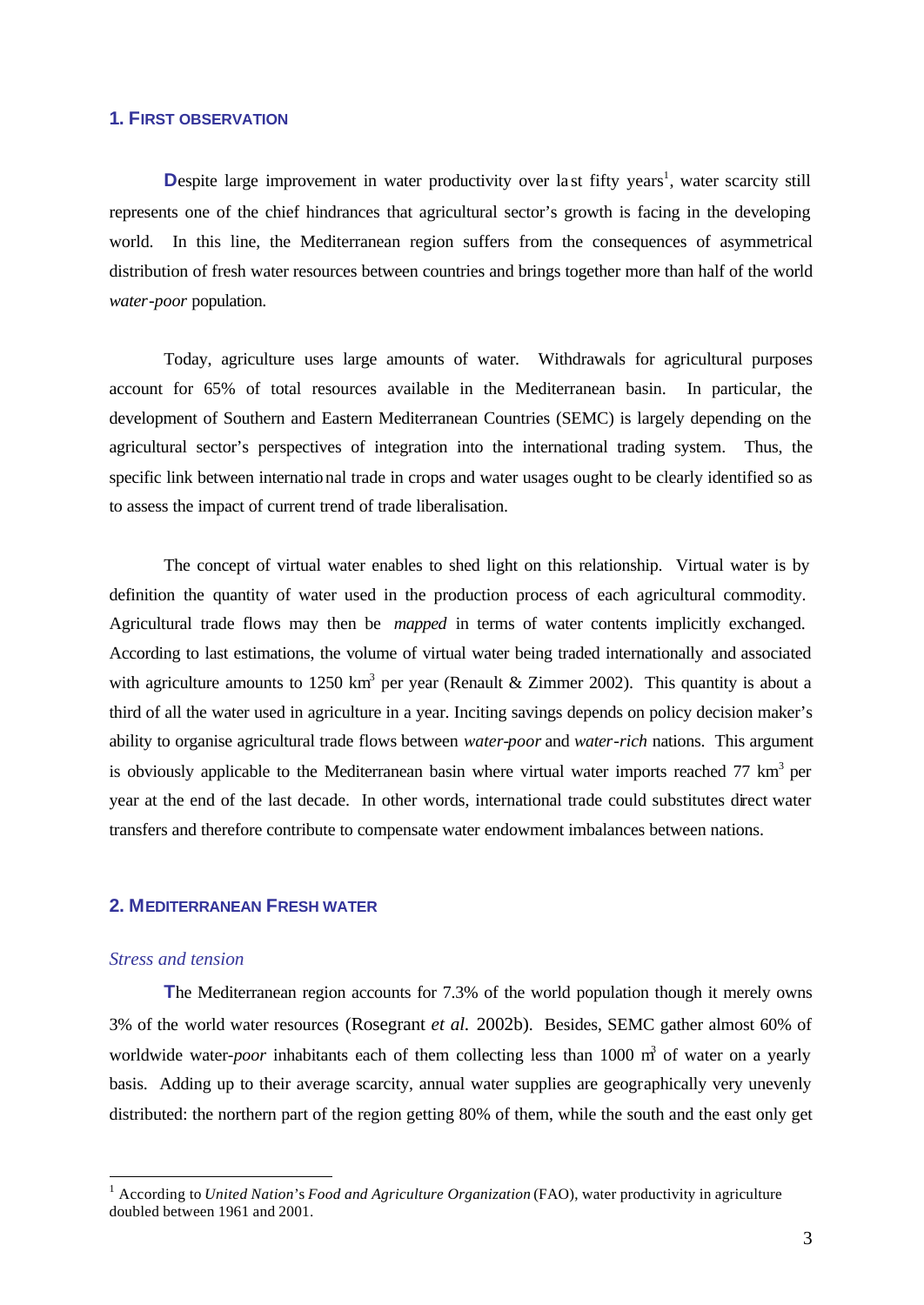## 1. First observation

Despite large improvement in water productivity over last fifty years[1], water scarcity still represents one of the chief hindrances that agricultural sector's growth is facing in the developing world. In this line, the Mediterranean region suffers from the consequences of asymmetrical distribution of fresh water resources between countries and brings together more than half of the world *water-poor* population.

Today, agriculture uses large amounts of water. Withdrawals for agricultural purposes account for 65% of total resources available in the Mediterranean basin. In particular, the development of Southern and Eastern Mediterranean Countries (SEMC) is largely depending on the agricultural sector's perspectives of integration into the international trading system. Thus, the specific link between international trade in crops and water usages ought to be clearly identified so as to assess the impact of current trend of trade liberalisation.

The concept of virtual water enables to shed light on this relationship. Virtual water is by definition the quantity of water used in the production process of each agricultural commodity. Agricultural trade flows may then be *mapped* in terms of water contents implicitly exchanged. According to last estimations, the volume of virtual water being traded internationally and associated with agriculture amounts to 1250 $km^3$ per year (Renault & Zimmer 2002). This quantity is about a third of all the water used in agriculture in a year. Inciting savings depends on policy decision maker's ability to organise agricultural trade flows between *water-poor* and *water-rich* nations. This argument is obviously applicable to the Mediterranean basin where virtual water imports reached 77 $km^3$ per year at the end of the last decade. In other words, international trade could substitutes direct water transfers and therefore contribute to compensate water endowment imbalances between nations.

## 2. Mediterranean Fresh water

### *Stress and tension*

The Mediterranean region accounts for 7.3% of the world population though it merely owns 3% of the world water resources (Rosegrant *et al.* 2002b). Besides, SEMC gather almost 60% of worldwide water-*poor* inhabitants each of them collecting less than 1000 $m^3$ of water on a yearly basis. Adding up to their average scarcity, annual water supplies are geographically very unevenly distributed: the northern part of the region getting 80% of them, while the south and the east only get

[1] According to *United Nation's Food and Agriculture Organization* (FAO), water productivity in agriculture doubled between 1961 and 2001.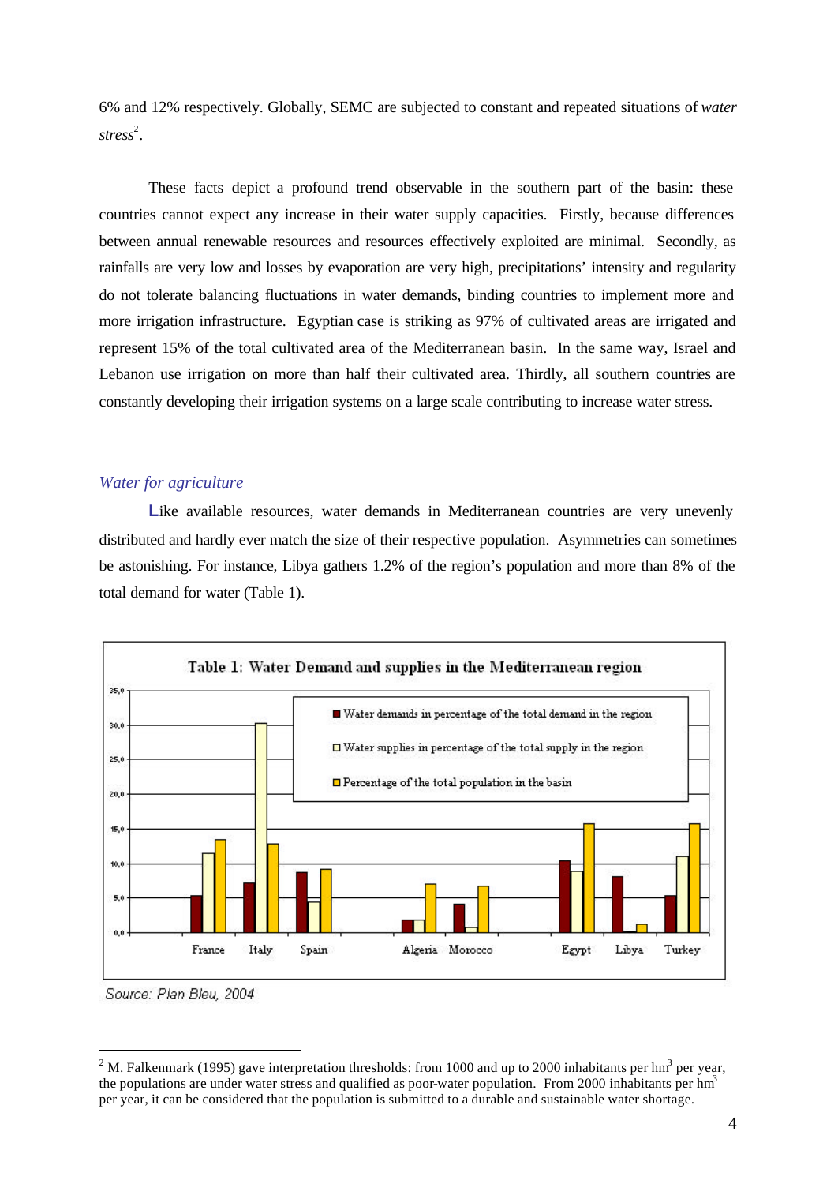6% and 12% respectively. Globally, SEMC are subjected to constant and repeated situations of *water stress*[2].

These facts depict a profound trend observable in the southern part of the basin: these countries cannot expect any increase in their water supply capacities. Firstly, because differences between annual renewable resources and resources effectively exploited are minimal. Secondly, as rainfalls are very low and losses by evaporation are very high, precipitations' intensity and regularity do not tolerate balancing fluctuations in water demands, binding countries to implement more and more irrigation infrastructure. Egyptian case is striking as 97% of cultivated areas are irrigated and represent 15% of the total cultivated area of the Mediterranean basin. In the same way, Israel and Lebanon use irrigation on more than half their cultivated area. Thirdly, all southern countries are constantly developing their irrigation systems on a large scale contributing to increase water stress.

### *Water for agriculture*

Like available resources, water demands in Mediterranean countries are very unevenly distributed and hardly ever match the size of their respective population. Asymmetries can sometimes be astonishing. For instance, Libya gathers 1.2% of the region's population and more than 8% of the total demand for water (Table 1).

**Table 1: Water Demand and supplies in the Mediterranean region**

Legend:
- Water demands in percentage of the total demand in the region
- Water supplies in percentage of the total supply in the region
- Percentage of the total population in the basin

Countries: France, Italy, Spain, Algeria, Morocco, Egypt, Libya, Turkey

Source: Plan Bleu, 2004

---

[2] M. Falkenmark (1995) gave interpretation thresholds: from 1000 and up to 2000 inhabitants per $hm^3$ per year, the populations are under water stress and qualified as poor-water population. From 2000 inhabitants per $hm^3$ per year, it can be considered that the population is submitted to a durable and sustainable water shortage.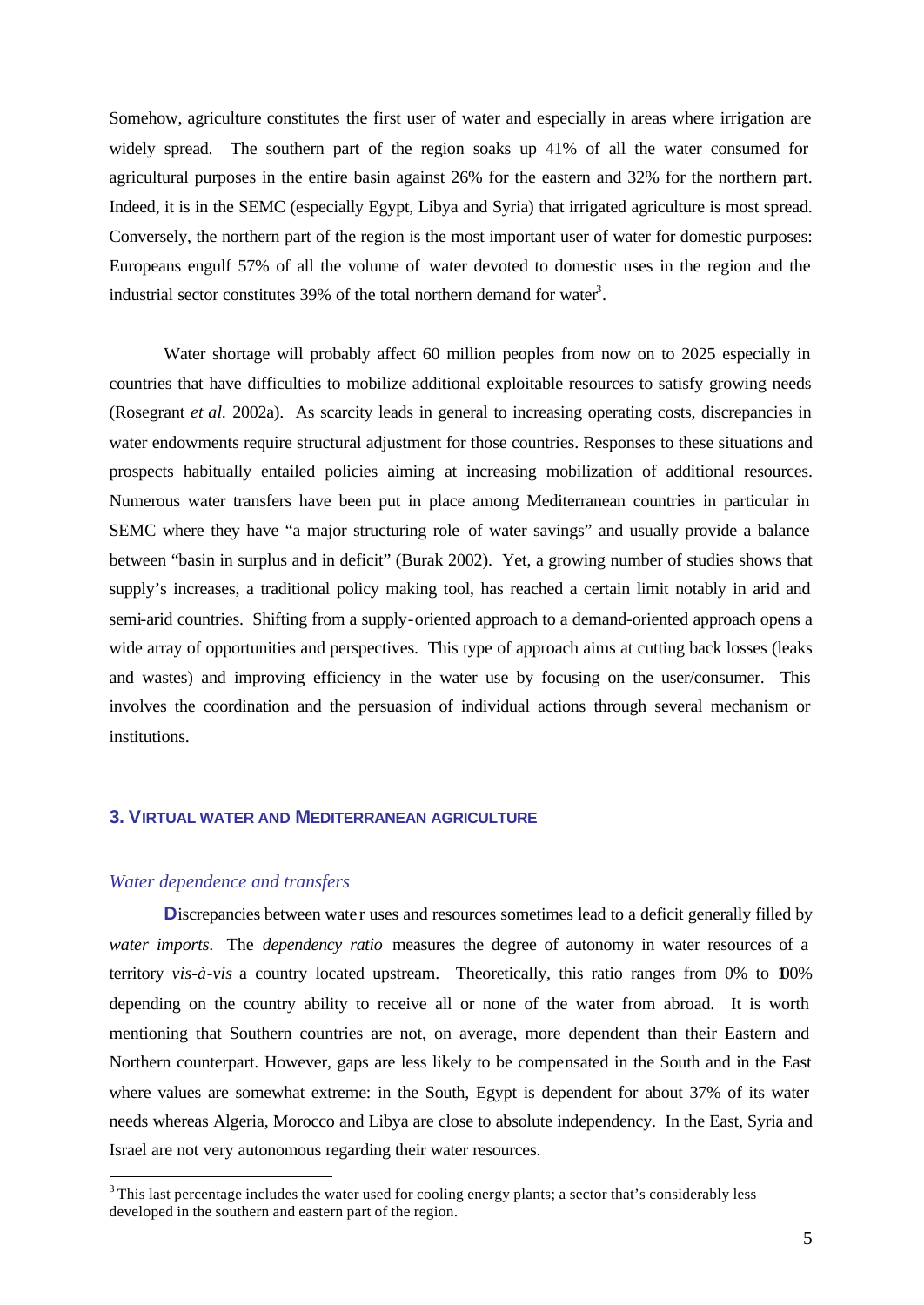Somehow, agriculture constitutes the first user of water and especially in areas where irrigation are widely spread. The southern part of the region soaks up 41% of all the water consumed for agricultural purposes in the entire basin against 26% for the eastern and 32% for the northern part. Indeed, it is in the SEMC (especially Egypt, Libya and Syria) that irrigated agriculture is most spread. Conversely, the northern part of the region is the most important user of water for domestic purposes: Europeans engulf 57% of all the volume of water devoted to domestic uses in the region and the industrial sector constitutes 39% of the total northern demand for water[3].

Water shortage will probably affect 60 million peoples from now on to 2025 especially in countries that have difficulties to mobilize additional exploitable resources to satisfy growing needs (Rosegrant *et al*. 2002a). As scarcity leads in general to increasing operating costs, discrepancies in water endowments require structural adjustment for those countries. Responses to these situations and prospects habitually entailed policies aiming at increasing mobilization of additional resources. Numerous water transfers have been put in place among Mediterranean countries in particular in SEMC where they have "a major structuring role of water savings" and usually provide a balance between "basin in surplus and in deficit" (Burak 2002). Yet, a growing number of studies shows that supply's increases, a traditional policy making tool, has reached a certain limit notably in arid and semi-arid countries. Shifting from a supply-oriented approach to a demand-oriented approach opens a wide array of opportunities and perspectives. This type of approach aims at cutting back losses (leaks and wastes) and improving efficiency in the water use by focusing on the user/consumer. This involves the coordination and the persuasion of individual actions through several mechanism or institutions.

## 3. Virtual water and Mediterranean agriculture

### *Water dependence and transfers*

**D**iscrepancies between water uses and resources sometimes lead to a deficit generally filled by *water imports*. The *dependency ratio* measures the degree of autonomy in water resources of a territory *vis-à-vis* a country located upstream. Theoretically, this ratio ranges from 0% to 100% depending on the country ability to receive all or none of the water from abroad. It is worth mentioning that Southern countries are not, on average, more dependent than their Eastern and Northern counterpart. However, gaps are less likely to be compensated in the South and in the East where values are somewhat extreme: in the South, Egypt is dependent for about 37% of its water needs whereas Algeria, Morocco and Libya are close to absolute independency. In the East, Syria and Israel are not very autonomous regarding their water resources.

[3] This last percentage includes the water used for cooling energy plants; a sector that's considerably less developed in the southern and eastern part of the region.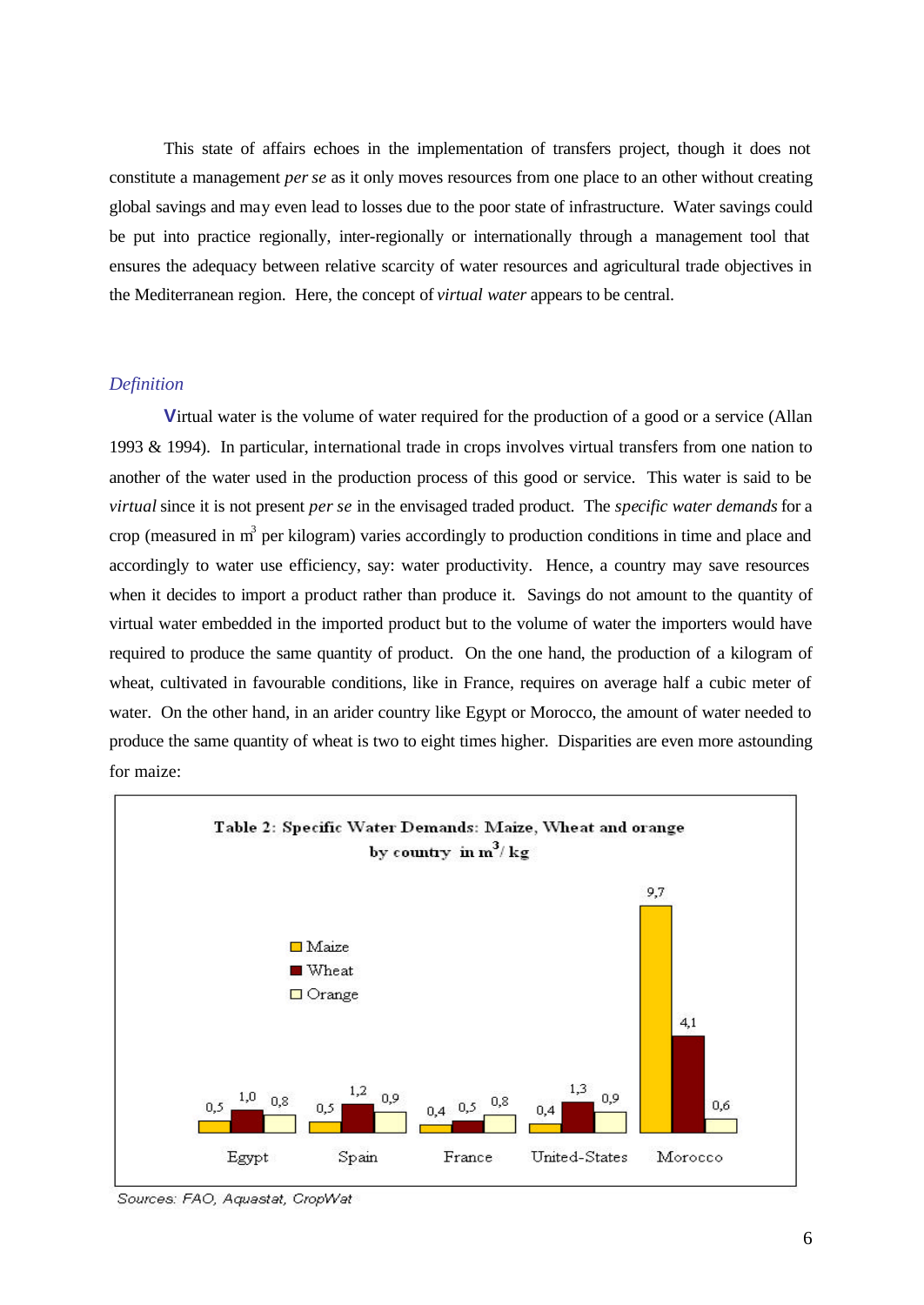This state of affairs echoes in the implementation of transfers project, though it does not constitute a management *per se* as it only moves resources from one place to an other without creating global savings and may even lead to losses due to the poor state of infrastructure. Water savings could be put into practice regionally, inter-regionally or internationally through a management tool that ensures the adequacy between relative scarcity of water resources and agricultural trade objectives in the Mediterranean region. Here, the concept of *virtual water* appears to be central.

### *Definition*

**V**irtual water is the volume of water required for the production of a good or a service (Allan 1993 & 1994). In particular, international trade in crops involves virtual transfers from one nation to another of the water used in the production process of this good or service. This water is said to be *virtual* since it is not present *per se* in the envisaged traded product. The *specific water demands* for a crop (measured in $m^3$ per kilogram) varies accordingly to production conditions in time and place and accordingly to water use efficiency, say: water productivity. Hence, a country may save resources when it decides to import a product rather than produce it. Savings do not amount to the quantity of virtual water embedded in the imported product but to the volume of water the importers would have required to produce the same quantity of product. On the one hand, the production of a kilogram of wheat, cultivated in favourable conditions, like in France, requires on average half a cubic meter of water. On the other hand, in an arider country like Egypt or Morocco, the amount of water needed to produce the same quantity of wheat is two to eight times higher. Disparities are even more astounding for maize:

**Table 2: Specific Water Demands: Maize, Wheat and orange by country in $m^3$/ kg**

| | Egypt | Spain | France | United-States | Morocco |
|---|---|---|---|---|---|
| Maize | 0,5 | 0,5 | 0,4 | 0,4 | 9,7 |
| Wheat | 1,0 | 1,2 | 0,5 | 1,3 | 4,1 |
| Orange | 0,8 | 0,9 | 0,8 | 0,9 | 0,6 |

*Sources: FAO, Aquastat, CropWat*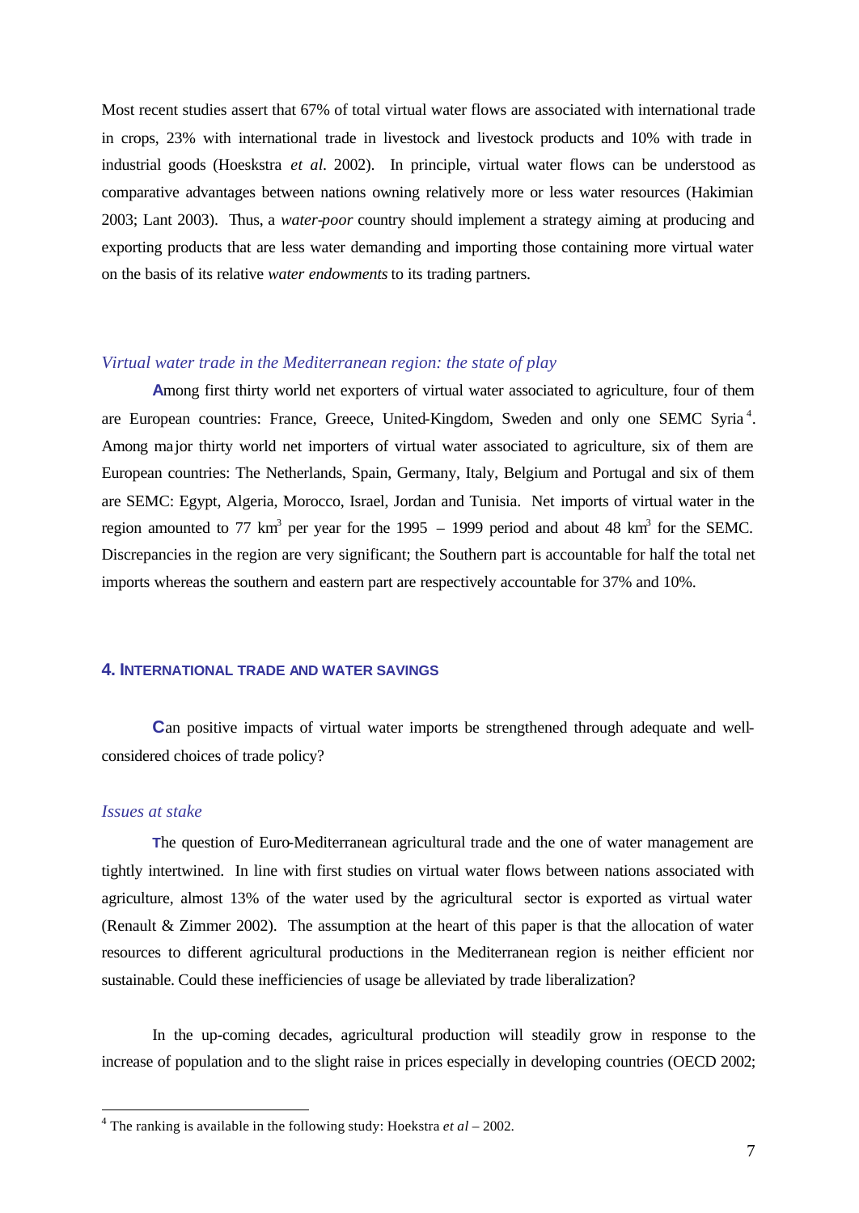Most recent studies assert that 67% of total virtual water flows are associated with international trade in crops, 23% with international trade in livestock and livestock products and 10% with trade in industrial goods (Hoeskstra *et al*. 2002). In principle, virtual water flows can be understood as comparative advantages between nations owning relatively more or less water resources (Hakimian 2003; Lant 2003). Thus, a *water-poor* country should implement a strategy aiming at producing and exporting products that are less water demanding and importing those containing more virtual water on the basis of its relative *water endowments* to its trading partners.

### *Virtual water trade in the Mediterranean region: the state of play*

Among first thirty world net exporters of virtual water associated to agriculture, four of them are European countries: France, Greece, United-Kingdom, Sweden and only one SEMC Syria[4]. Among major thirty world net importers of virtual water associated to agriculture, six of them are European countries: The Netherlands, Spain, Germany, Italy, Belgium and Portugal and six of them are SEMC: Egypt, Algeria, Morocco, Israel, Jordan and Tunisia. Net imports of virtual water in the region amounted to 77 $km^3$ per year for the 1995 – 1999 period and about 48 $km^3$ for the SEMC. Discrepancies in the region are very significant; the Southern part is accountable for half the total net imports whereas the southern and eastern part are respectively accountable for 37% and 10%.

## 4. INTERNATIONAL TRADE AND WATER SAVINGS

Can positive impacts of virtual water imports be strengthened through adequate and well-considered choices of trade policy?

### *Issues at stake*

The question of Euro-Mediterranean agricultural trade and the one of water management are tightly intertwined. In line with first studies on virtual water flows between nations associated with agriculture, almost 13% of the water used by the agricultural sector is exported as virtual water (Renault & Zimmer 2002). The assumption at the heart of this paper is that the allocation of water resources to different agricultural productions in the Mediterranean region is neither efficient nor sustainable. Could these inefficiencies of usage be alleviated by trade liberalization?

In the up-coming decades, agricultural production will steadily grow in response to the increase of population and to the slight raise in prices especially in developing countries (OECD 2002;

[4] The ranking is available in the following study: Hoekstra *et al* – 2002.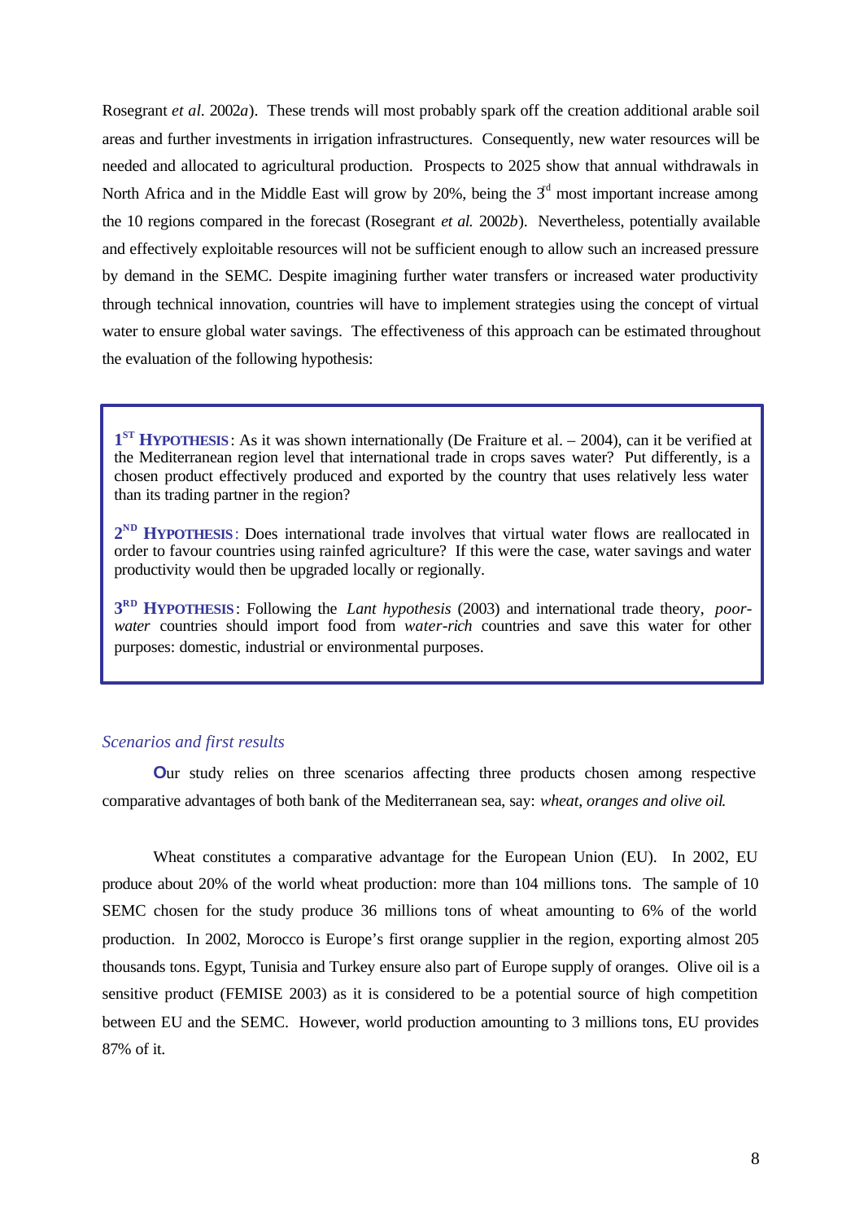Rosegrant *et al.* 2002*a*). These trends will most probably spark off the creation additional arable soil areas and further investments in irrigation infrastructures. Consequently, new water resources will be needed and allocated to agricultural production. Prospects to 2025 show that annual withdrawals in North Africa and in the Middle East will grow by 20%, being the 3rd most important increase among the 10 regions compared in the forecast (Rosegrant *et al.* 2002*b*). Nevertheless, potentially available and effectively exploitable resources will not be sufficient enough to allow such an increased pressure by demand in the SEMC. Despite imagining further water transfers or increased water productivity through technical innovation, countries will have to implement strategies using the concept of virtual water to ensure global water savings. The effectiveness of this approach can be estimated throughout the evaluation of the following hypothesis:

> **1ST HYPOTHESIS**: As it was shown internationally (De Fraiture et al. – 2004), can it be verified at the Mediterranean region level that international trade in crops saves water? Put differently, is a chosen product effectively produced and exported by the country that uses relatively less water than its trading partner in the region?
>
> **2ND HYPOTHESIS**: Does international trade involves that virtual water flows are reallocated in order to favour countries using rainfed agriculture? If this were the case, water savings and water productivity would then be upgraded locally or regionally.
>
> **3RD HYPOTHESIS**: Following the *Lant hypothesis* (2003) and international trade theory, *poor-water* countries should import food from *water-rich* countries and save this water for other purposes: domestic, industrial or environmental purposes.

### *Scenarios and first results*

**O**ur study relies on three scenarios affecting three products chosen among respective comparative advantages of both bank of the Mediterranean sea, say: *wheat, oranges and olive oil*.

Wheat constitutes a comparative advantage for the European Union (EU). In 2002, EU produce about 20% of the world wheat production: more than 104 millions tons. The sample of 10 SEMC chosen for the study produce 36 millions tons of wheat amounting to 6% of the world production. In 2002, Morocco is Europe's first orange supplier in the region, exporting almost 205 thousands tons. Egypt, Tunisia and Turkey ensure also part of Europe supply of oranges. Olive oil is a sensitive product (FEMISE 2003) as it is considered to be a potential source of high competition between EU and the SEMC. However, world production amounting to 3 millions tons, EU provides 87% of it.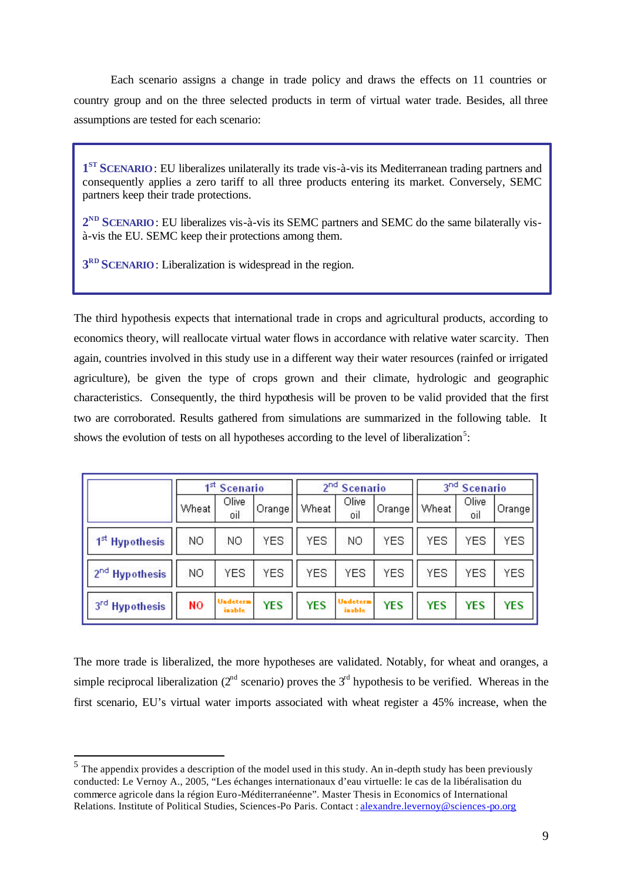Each scenario assigns a change in trade policy and draws the effects on 11 countries or country group and on the three selected products in term of virtual water trade. Besides, all three assumptions are tested for each scenario:

> **1ST SCENARIO**: EU liberalizes unilaterally its trade vis-à-vis its Mediterranean trading partners and consequently applies a zero tariff to all three products entering its market. Conversely, SEMC partners keep their trade protections.
>
> **2ND SCENARIO**: EU liberalizes vis-à-vis its SEMC partners and SEMC do the same bilaterally vis-à-vis the EU. SEMC keep their protections among them.
>
> **3RD SCENARIO**: Liberalization is widespread in the region.

The third hypothesis expects that international trade in crops and agricultural products, according to economics theory, will reallocate virtual water flows in accordance with relative water scarcity. Then again, countries involved in this study use in a different way their water resources (rainfed or irrigated agriculture), be given the type of crops grown and their climate, hydrologic and geographic characteristics. Consequently, the third hypothesis will be proven to be valid provided that the first two are corroborated. Results gathered from simulations are summarized in the following table. It shows the evolution of tests on all hypotheses according to the level of liberalization[5]:

| | 1st Scenario | | | 2nd Scenario | | | 3rd Scenario | | |
|---|---|---|---|---|---|---|---|---|---|
| | Wheat | Olive oil | Orange | Wheat | Olive oil | Orange | Wheat | Olive oil | Orange |
| 1st Hypothesis | NO | NO | YES | YES | NO | YES | YES | YES | YES |
| 2nd Hypothesis | NO | YES | YES | YES | YES | YES | YES | YES | YES |
| 3rd Hypothesis | NO | Undeterminable | YES | YES | Undeterminable | YES | YES | YES | YES |

The more trade is liberalized, the more hypotheses are validated. Notably, for wheat and oranges, a simple reciprocal liberalization (2nd scenario) proves the 3rd hypothesis to be verified. Whereas in the first scenario, EU's virtual water imports associated with wheat register a 45% increase, when the

[5] The appendix provides a description of the model used in this study. An in-depth study has been previously conducted: Le Vernoy A., 2005, "Les échanges internationaux d'eau virtuelle: le cas de la libéralisation du commerce agricole dans la région Euro-Méditerranéenne". Master Thesis in Economics of International Relations. Institute of Political Studies, Sciences-Po Paris. Contact : alexandre.levernoy@sciences-po.org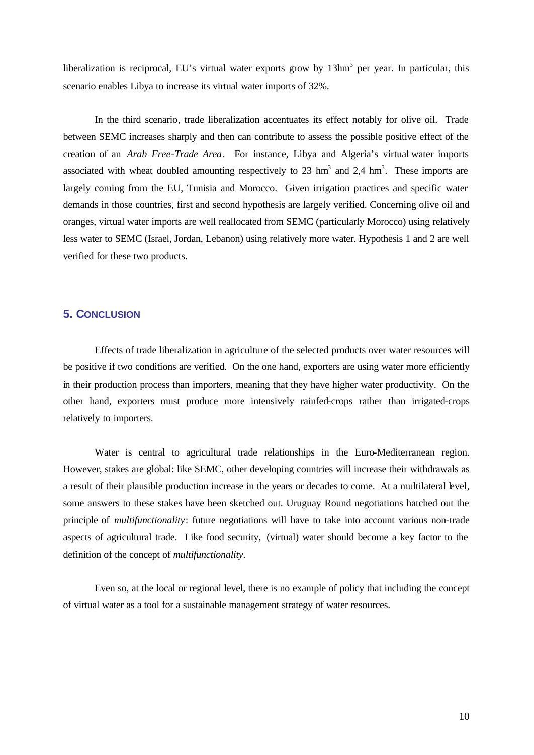liberalization is reciprocal, EU's virtual water exports grow by 13hm$^3$ per year. In particular, this scenario enables Libya to increase its virtual water imports of 32%.

In the third scenario, trade liberalization accentuates its effect notably for olive oil. Trade between SEMC increases sharply and then can contribute to assess the possible positive effect of the creation of an *Arab Free-Trade Area*. For instance, Libya and Algeria's virtual water imports associated with wheat doubled amounting respectively to 23 hm$^3$ and 2,4 hm$^3$. These imports are largely coming from the EU, Tunisia and Morocco. Given irrigation practices and specific water demands in those countries, first and second hypothesis are largely verified. Concerning olive oil and oranges, virtual water imports are well reallocated from SEMC (particularly Morocco) using relatively less water to SEMC (Israel, Jordan, Lebanon) using relatively more water. Hypothesis 1 and 2 are well verified for these two products.

## 5. Conclusion

Effects of trade liberalization in agriculture of the selected products over water resources will be positive if two conditions are verified. On the one hand, exporters are using water more efficiently in their production process than importers, meaning that they have higher water productivity. On the other hand, exporters must produce more intensively rainfed-crops rather than irrigated-crops relatively to importers.

Water is central to agricultural trade relationships in the Euro-Mediterranean region. However, stakes are global: like SEMC, other developing countries will increase their withdrawals as a result of their plausible production increase in the years or decades to come. At a multilateral level, some answers to these stakes have been sketched out. Uruguay Round negotiations hatched out the principle of *multifunctionality*: future negotiations will have to take into account various non-trade aspects of agricultural trade. Like food security, (virtual) water should become a key factor to the definition of the concept of *multifunctionality*.

Even so, at the local or regional level, there is no example of policy that including the concept of virtual water as a tool for a sustainable management strategy of water resources.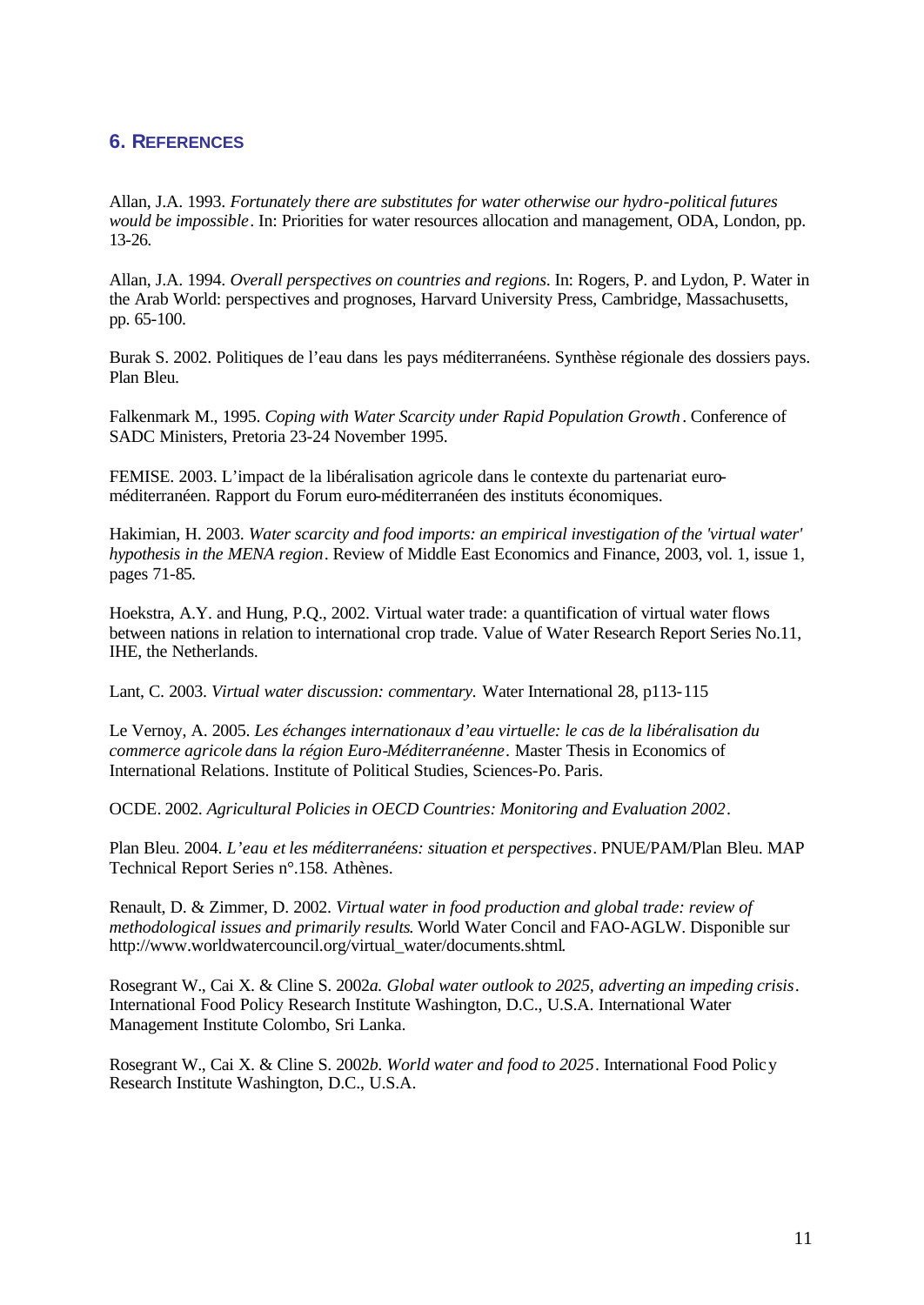## 6. REFERENCES

Allan, J.A. 1993. *Fortunately there are substitutes for water otherwise our hydro-political futures would be impossible*. In: Priorities for water resources allocation and management, ODA, London, pp. 13-26.

Allan, J.A. 1994. *Overall perspectives on countries and regions*. In: Rogers, P. and Lydon, P. Water in the Arab World: perspectives and prognoses, Harvard University Press, Cambridge, Massachusetts, pp. 65-100.

Burak S. 2002. Politiques de l'eau dans les pays méditerranéens. Synthèse régionale des dossiers pays. Plan Bleu.

Falkenmark M., 1995. *Coping with Water Scarcity under Rapid Population Growth*. Conference of SADC Ministers, Pretoria 23-24 November 1995.

FEMISE. 2003. L'impact de la libéralisation agricole dans le contexte du partenariat euro-méditerranéen. Rapport du Forum euro-méditerranéen des instituts économiques.

Hakimian, H. 2003. *Water scarcity and food imports: an empirical investigation of the 'virtual water' hypothesis in the MENA region*. Review of Middle East Economics and Finance, 2003, vol. 1, issue 1, pages 71-85.

Hoekstra, A.Y. and Hung, P.Q., 2002. Virtual water trade: a quantification of virtual water flows between nations in relation to international crop trade. Value of Water Research Report Series No.11, IHE, the Netherlands.

Lant, C. 2003. *Virtual water discussion: commentary.* Water International 28, p113-115

Le Vernoy, A. 2005. *Les échanges internationaux d'eau virtuelle: le cas de la libéralisation du commerce agricole dans la région Euro-Méditerranéenne*. Master Thesis in Economics of International Relations. Institute of Political Studies, Sciences-Po. Paris.

OCDE. 2002. *Agricultural Policies in OECD Countries: Monitoring and Evaluation 2002*.

Plan Bleu. 2004. *L'eau et les méditerranéens: situation et perspectives*. PNUE/PAM/Plan Bleu. MAP Technical Report Series n°.158. Athènes.

Renault, D. & Zimmer, D. 2002. *Virtual water in food production and global trade: review of methodological issues and primarily results*. World Water Concil and FAO-AGLW. Disponible sur http://www.worldwatercouncil.org/virtual_water/documents.shtml.

Rosegrant W., Cai X. & Cline S. 2002*a*. *Global water outlook to 2025, adverting an impeding crisis*. International Food Policy Research Institute Washington, D.C., U.S.A. International Water Management Institute Colombo, Sri Lanka.

Rosegrant W., Cai X. & Cline S. 2002*b*. *World water and food to 2025*. International Food Policy Research Institute Washington, D.C., U.S.A.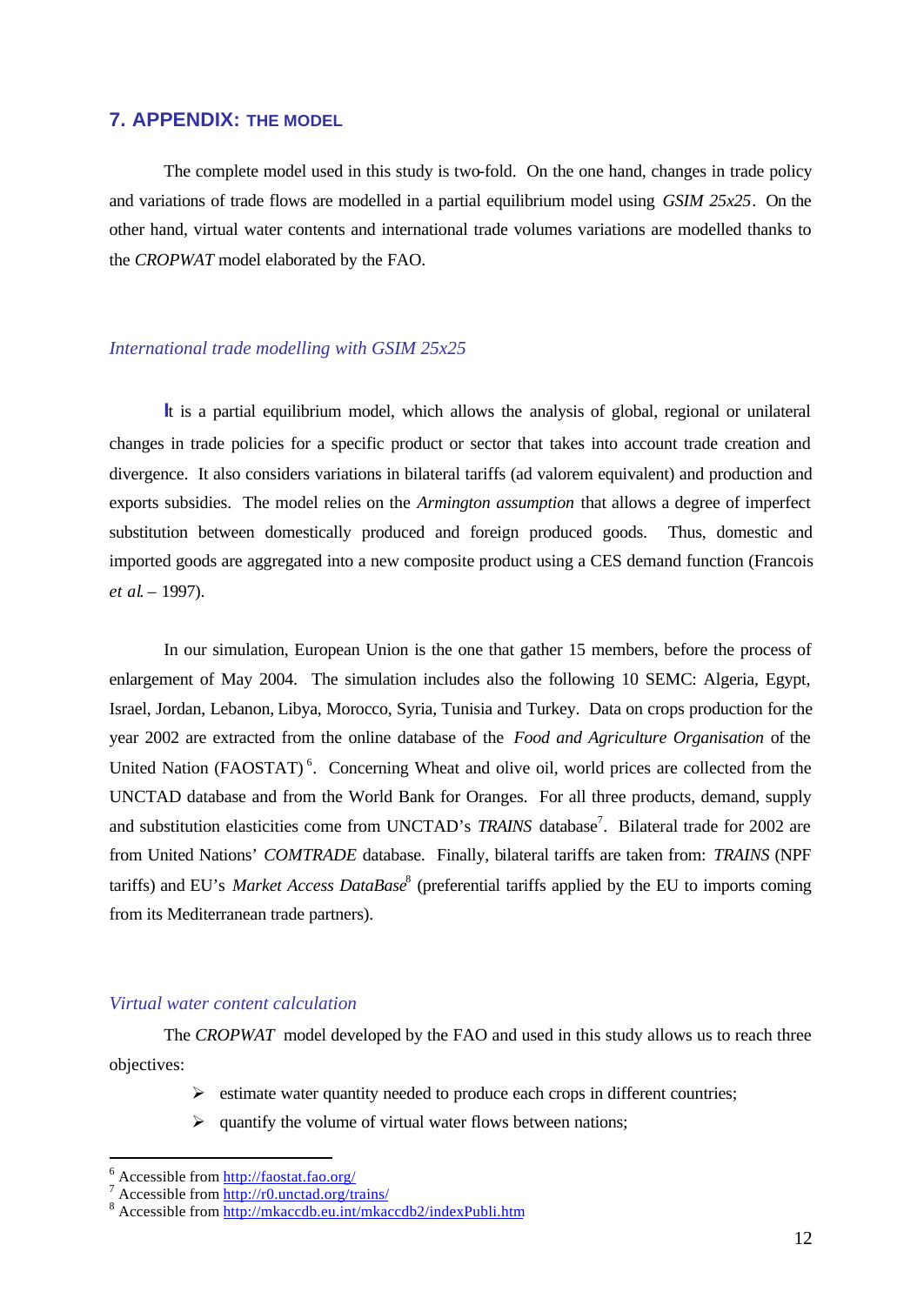## 7. APPENDIX: THE MODEL

The complete model used in this study is two-fold. On the one hand, changes in trade policy and variations of trade flows are modelled in a partial equilibrium model using *GSIM 25x25*. On the other hand, virtual water contents and international trade volumes variations are modelled thanks to the *CROPWAT* model elaborated by the FAO.

### *International trade modelling with GSIM 25x25*

It is a partial equilibrium model, which allows the analysis of global, regional or unilateral changes in trade policies for a specific product or sector that takes into account trade creation and divergence. It also considers variations in bilateral tariffs (ad valorem equivalent) and production and exports subsidies. The model relies on the *Armington assumption* that allows a degree of imperfect substitution between domestically produced and foreign produced goods. Thus, domestic and imported goods are aggregated into a new composite product using a CES demand function (Francois *et al.* – 1997).

In our simulation, European Union is the one that gather 15 members, before the process of enlargement of May 2004. The simulation includes also the following 10 SEMC: Algeria, Egypt, Israel, Jordan, Lebanon, Libya, Morocco, Syria, Tunisia and Turkey. Data on crops production for the year 2002 are extracted from the online database of the *Food and Agriculture Organisation* of the United Nation (FAOSTAT)[6]. Concerning Wheat and olive oil, world prices are collected from the UNCTAD database and from the World Bank for Oranges. For all three products, demand, supply and substitution elasticities come from UNCTAD's *TRAINS* database[7]. Bilateral trade for 2002 are from United Nations' *COMTRADE* database. Finally, bilateral tariffs are taken from: *TRAINS* (NPF tariffs) and EU's *Market Access DataBase*[8] (preferential tariffs applied by the EU to imports coming from its Mediterranean trade partners).

### *Virtual water content calculation*

The *CROPWAT* model developed by the FAO and used in this study allows us to reach three objectives:

- estimate water quantity needed to produce each crops in different countries;
- quantify the volume of virtual water flows between nations;

---

[6] Accessible from http://faostat.fao.org/
[7] Accessible from http://r0.unctad.org/trains/
[8] Accessible from http://mkaccdb.eu.int/mkaccdb2/indexPubli.htm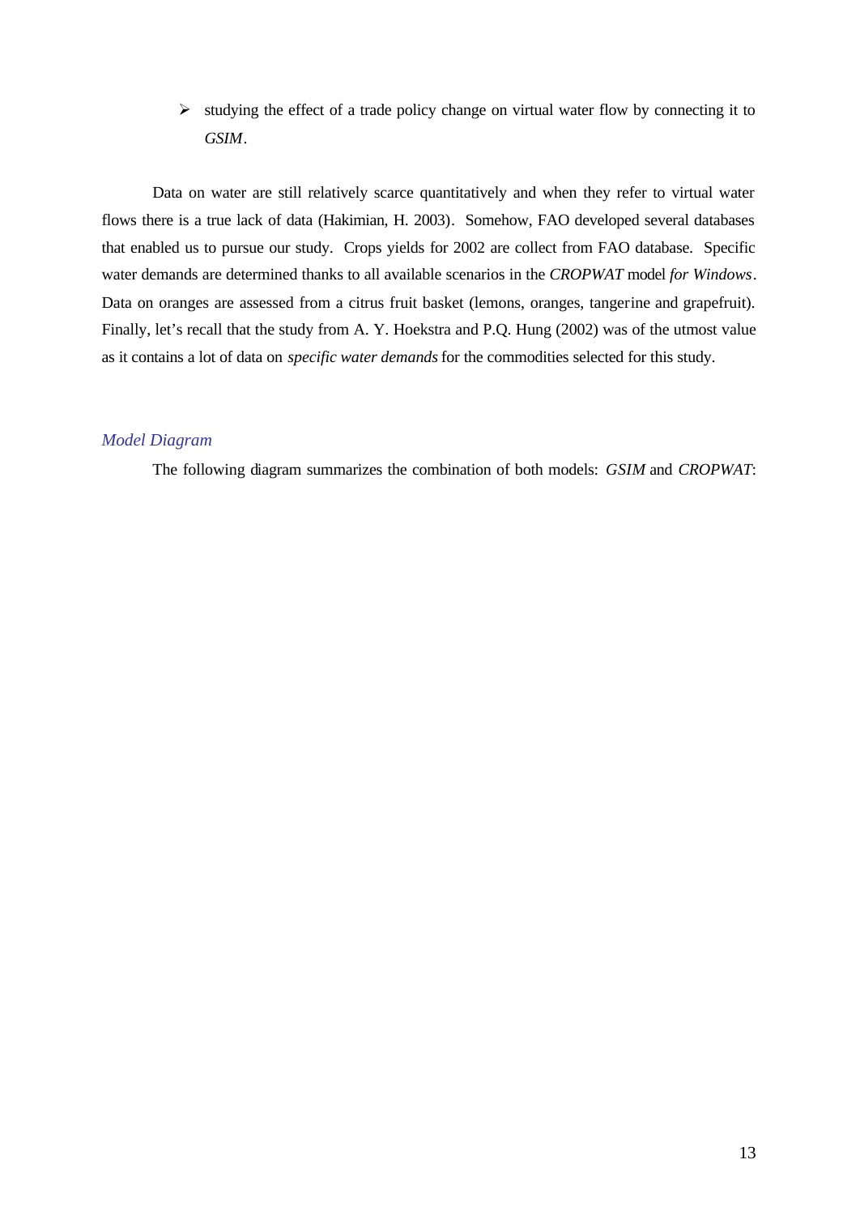- studying the effect of a trade policy change on virtual water flow by connecting it to *GSIM*.

Data on water are still relatively scarce quantitatively and when they refer to virtual water flows there is a true lack of data (Hakimian, H. 2003). Somehow, FAO developed several databases that enabled us to pursue our study. Crops yields for 2002 are collect from FAO database. Specific water demands are determined thanks to all available scenarios in the *CROPWAT* model *for Windows*. Data on oranges are assessed from a citrus fruit basket (lemons, oranges, tangerine and grapefruit). Finally, let's recall that the study from A. Y. Hoekstra and P.Q. Hung (2002) was of the utmost value as it contains a lot of data on *specific water demands* for the commodities selected for this study.

### *Model Diagram*

The following diagram summarizes the combination of both models: *GSIM* and *CROPWAT*: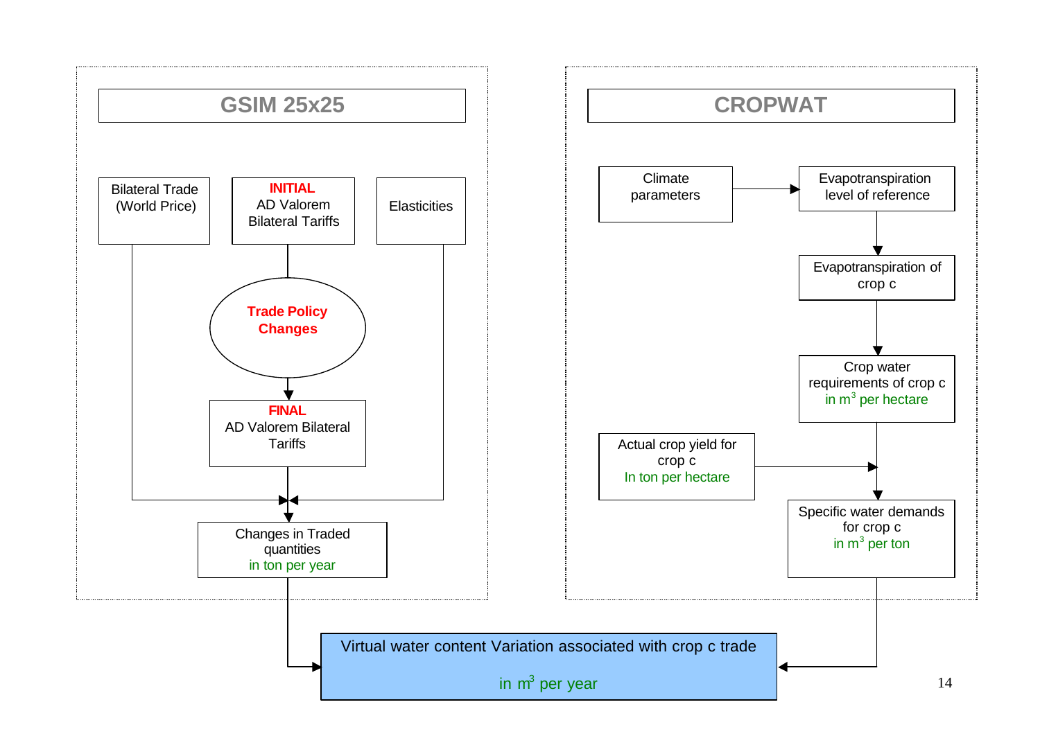GSIM 25x25

Bilateral Trade (World Price)

INITIAL
AD Valorem Bilateral Tariffs

Elasticities

Trade Policy Changes

FINAL
AD Valorem Bilateral Tariffs

Changes in Traded quantities
in ton per year

CROPWAT

Climate parameters

Evapotranspiration level of reference

Evapotranspiration of crop c

Crop water requirements of crop c
in $m^3$ per hectare

Actual crop yield for crop c
In ton per hectare

Specific water demands for crop c
in $m^3$ per ton

Virtual water content Variation associated with crop c trade

in $m^3$ per year